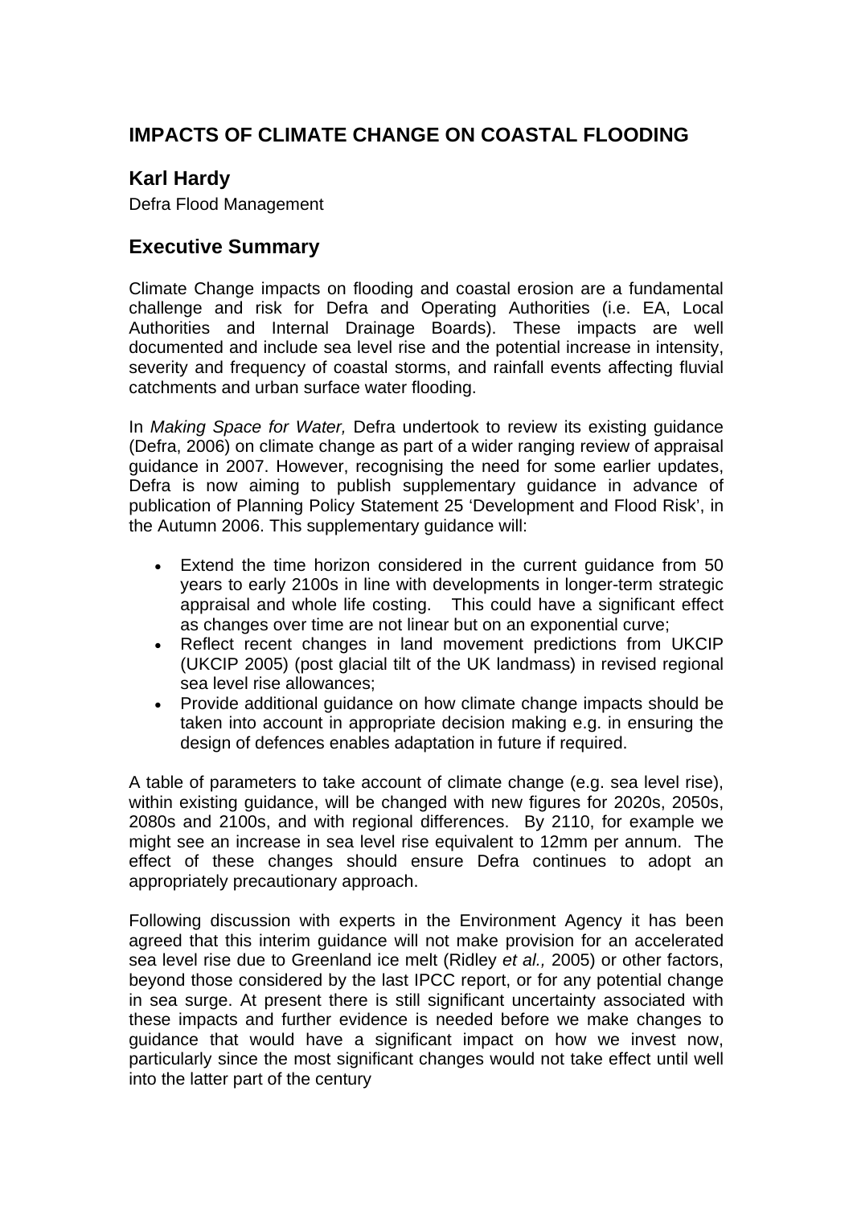## IMPACTS OF CLIMATE CHANGE ON COASTAL FLOODING

### Karl Hardy

Defra Flood Management

### Executive Summary

Climate Change impacts on flooding and coastal erosion are a fundamental challenge and risk for Defra and Operating Authorities (i.e. EA, Local Authorities and Internal Drainage Boards). These impacts are well documented and include sea level rise and the potential increase in intensity, severity and frequency of coastal storms, and rainfall events affecting fluvial catchments and urban surface water flooding.

In *Making Space for Water,* Defra undertook to review its existing guidance (Defra, 2006) on climate change as part of a wider ranging review of appraisal guidance in 2007. However, recognising the need for some earlier updates, Defra is now aiming to publish supplementary guidance in advance of publication of Planning Policy Statement 25 'Development and Flood Risk', in the Autumn 2006. This supplementary guidance will:

- Extend the time horizon considered in the current guidance from 50 years to early 2100s in line with developments in longer-term strategic appraisal and whole life costing. This could have a significant effect as changes over time are not linear but on an exponential curve;
- Reflect recent changes in land movement predictions from UKCIP (UKCIP 2005) (post glacial tilt of the UK landmass) in revised regional sea level rise allowances;
- Provide additional guidance on how climate change impacts should be taken into account in appropriate decision making e.g. in ensuring the design of defences enables adaptation in future if required.

A table of parameters to take account of climate change (e.g. sea level rise), within existing guidance, will be changed with new figures for 2020s, 2050s, 2080s and 2100s, and with regional differences. By 2110, for example we might see an increase in sea level rise equivalent to 12mm per annum. The effect of these changes should ensure Defra continues to adopt an appropriately precautionary approach.

Following discussion with experts in the Environment Agency it has been agreed that this interim guidance will not make provision for an accelerated sea level rise due to Greenland ice melt (Ridley *et al.,* 2005) or other factors, beyond those considered by the last IPCC report, or for any potential change in sea surge. At present there is still significant uncertainty associated with these impacts and further evidence is needed before we make changes to guidance that would have a significant impact on how we invest now, particularly since the most significant changes would not take effect until well into the latter part of the century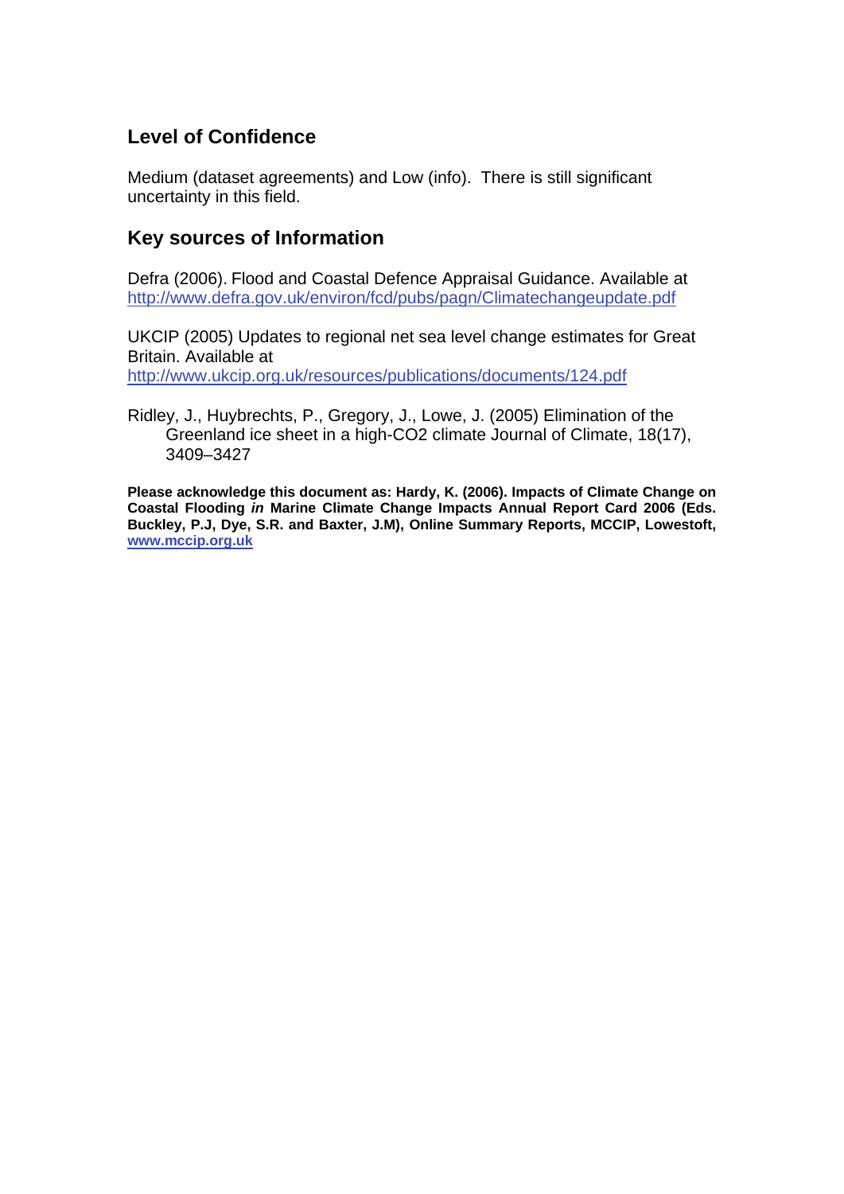## Level of Confidence

Medium (dataset agreements) and Low (info). There is still significant uncertainty in this field.

## Key sources of Information

Defra (2006). Flood and Coastal Defence Appraisal Guidance. Available at http://www.defra.gov.uk/environ/fcd/pubs/pagn/Climatechangeupdate.pdf

UKCIP (2005) Updates to regional net sea level change estimates for Great Britain. Available at http://www.ukcip.org.uk/resources/publications/documents/124.pdf

Ridley, J., Huybrechts, P., Gregory, J., Lowe, J. (2005) Elimination of the Greenland ice sheet in a high-CO2 climate Journal of Climate, 18(17), 3409–3427

**Please acknowledge this document as: Hardy, K. (2006). Impacts of Climate Change on Coastal Flooding *in* Marine Climate Change Impacts Annual Report Card 2006 (Eds. Buckley, P.J, Dye, S.R. and Baxter, J.M), Online Summary Reports, MCCIP, Lowestoft, www.mccip.org.uk**